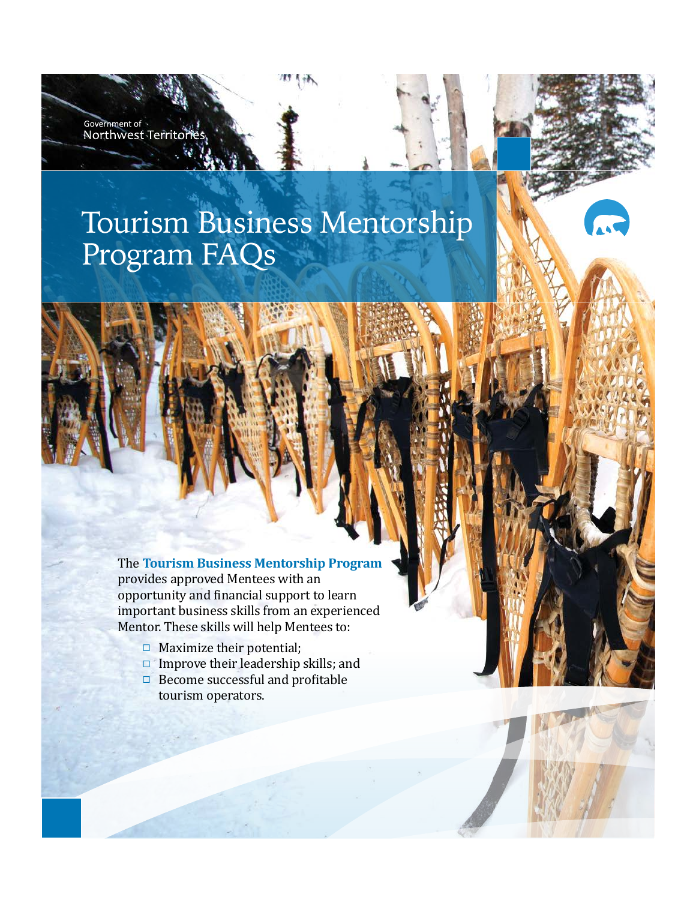Government of Northwest Territories

# Tourism Business Mentorship Program FAQs

The **Tourism Business Mentorship Program** provides approved Mentees with an opportunity and financial support to learn important business skills from an experienced Mentor. These skills will help Mentees to:

- Maximize their potential;
- Improve their leadership skills; and
- Become successful and profitable tourism operators.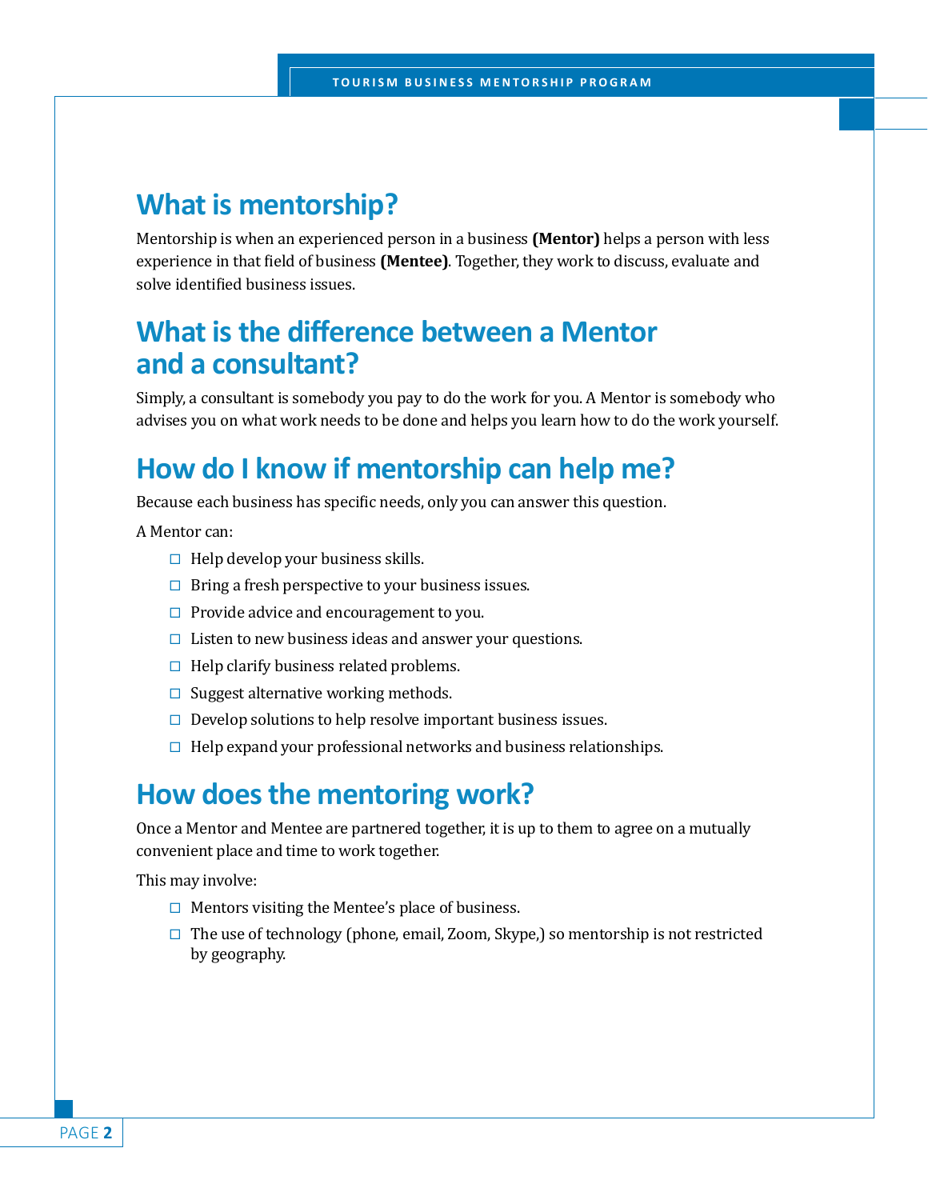## What is mentorship?

Mentorship is when an experienced person in a business **(Mentor)** helps a person with less experience in that field of business **(Mentee)**. Together, they work to discuss, evaluate and solve identified business issues.

## What is the difference between a Mentor and a consultant?

Simply, a consultant is somebody you pay to do the work for you. A Mentor is somebody who advises you on what work needs to be done and helps you learn how to do the work yourself.

## How do I know if mentorship can help me?

Because each business has specific needs, only you can answer this question.

A Mentor can:

- Help develop your business skills.
- Bring a fresh perspective to your business issues.
- Provide advice and encouragement to you.
- Listen to new business ideas and answer your questions.
- Help clarify business related problems.
- Suggest alternative working methods.
- Develop solutions to help resolve important business issues.
- Help expand your professional networks and business relationships.

## How does the mentoring work?

Once a Mentor and Mentee are partnered together, it is up to them to agree on a mutually convenient place and time to work together.

This may involve:

- Mentors visiting the Mentee's place of business.
- The use of technology (phone, email, Zoom, Skype,) so mentorship is not restricted by geography.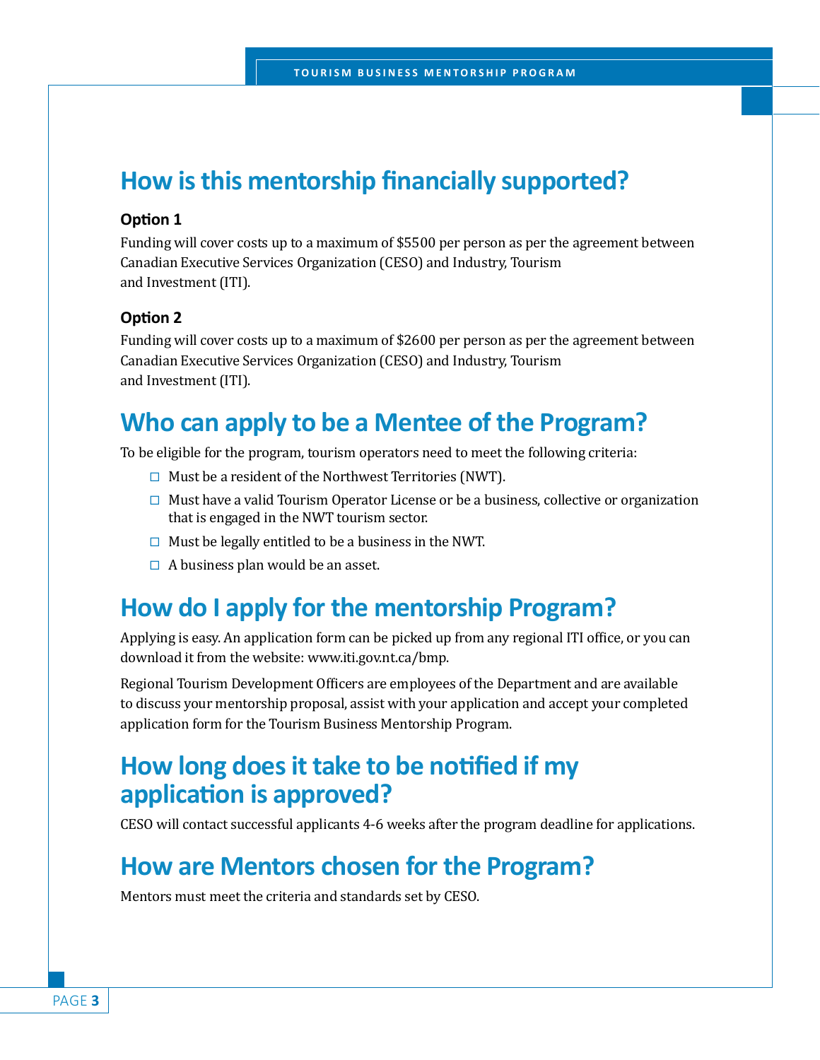## How is this mentorship financially supported?

**Option 1**

Funding will cover costs up to a maximum of $5500 per person as per the agreement between Canadian Executive Services Organization (CESO) and Industry, Tourism and Investment (ITI).

**Option 2**

Funding will cover costs up to a maximum of $2600 per person as per the agreement between Canadian Executive Services Organization (CESO) and Industry, Tourism and Investment (ITI).

## Who can apply to be a Mentee of the Program?

To be eligible for the program, tourism operators need to meet the following criteria:

- Must be a resident of the Northwest Territories (NWT).
- Must have a valid Tourism Operator License or be a business, collective or organization that is engaged in the NWT tourism sector.
- Must be legally entitled to be a business in the NWT.
- A business plan would be an asset.

## How do I apply for the mentorship Program?

Applying is easy. An application form can be picked up from any regional ITI office, or you can download it from the website: www.iti.gov.nt.ca/bmp.

Regional Tourism Development Officers are employees of the Department and are available to discuss your mentorship proposal, assist with your application and accept your completed application form for the Tourism Business Mentorship Program.

## How long does it take to be notified if my application is approved?

CESO will contact successful applicants 4-6 weeks after the program deadline for applications.

## How are Mentors chosen for the Program?

Mentors must meet the criteria and standards set by CESO.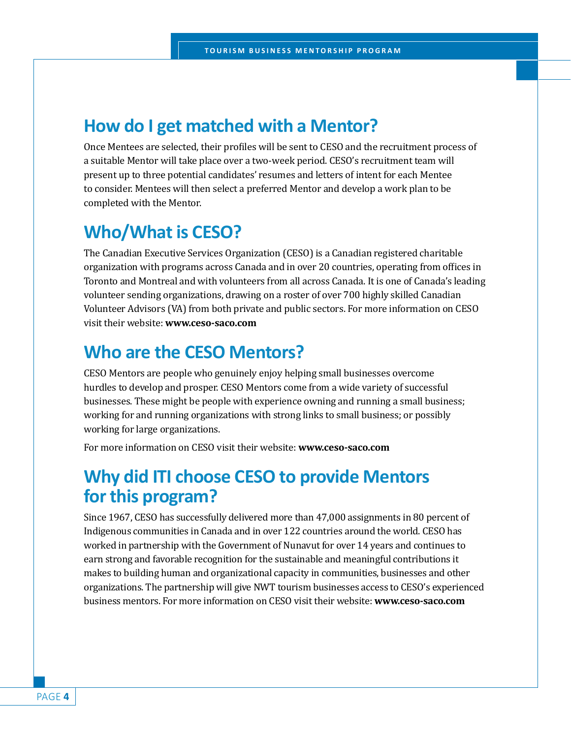## How do I get matched with a Mentor?

Once Mentees are selected, their profiles will be sent to CESO and the recruitment process of a suitable Mentor will take place over a two-week period. CESO's recruitment team will present up to three potential candidates' resumes and letters of intent for each Mentee to consider. Mentees will then select a preferred Mentor and develop a work plan to be completed with the Mentor.

## Who/What is CESO?

The Canadian Executive Services Organization (CESO) is a Canadian registered charitable organization with programs across Canada and in over 20 countries, operating from offices in Toronto and Montreal and with volunteers from all across Canada. It is one of Canada's leading volunteer sending organizations, drawing on a roster of over 700 highly skilled Canadian Volunteer Advisors (VA) from both private and public sectors. For more information on CESO visit their website: **www.ceso-saco.com**

## Who are the CESO Mentors?

CESO Mentors are people who genuinely enjoy helping small businesses overcome hurdles to develop and prosper. CESO Mentors come from a wide variety of successful businesses. These might be people with experience owning and running a small business; working for and running organizations with strong links to small business; or possibly working for large organizations.

For more information on CESO visit their website: **www.ceso-saco.com**

## Why did ITI choose CESO to provide Mentors for this program?

Since 1967, CESO has successfully delivered more than 47,000 assignments in 80 percent of Indigenous communities in Canada and in over 122 countries around the world. CESO has worked in partnership with the Government of Nunavut for over 14 years and continues to earn strong and favorable recognition for the sustainable and meaningful contributions it makes to building human and organizational capacity in communities, businesses and other organizations. The partnership will give NWT tourism businesses access to CESO's experienced business mentors. For more information on CESO visit their website: **www.ceso-saco.com**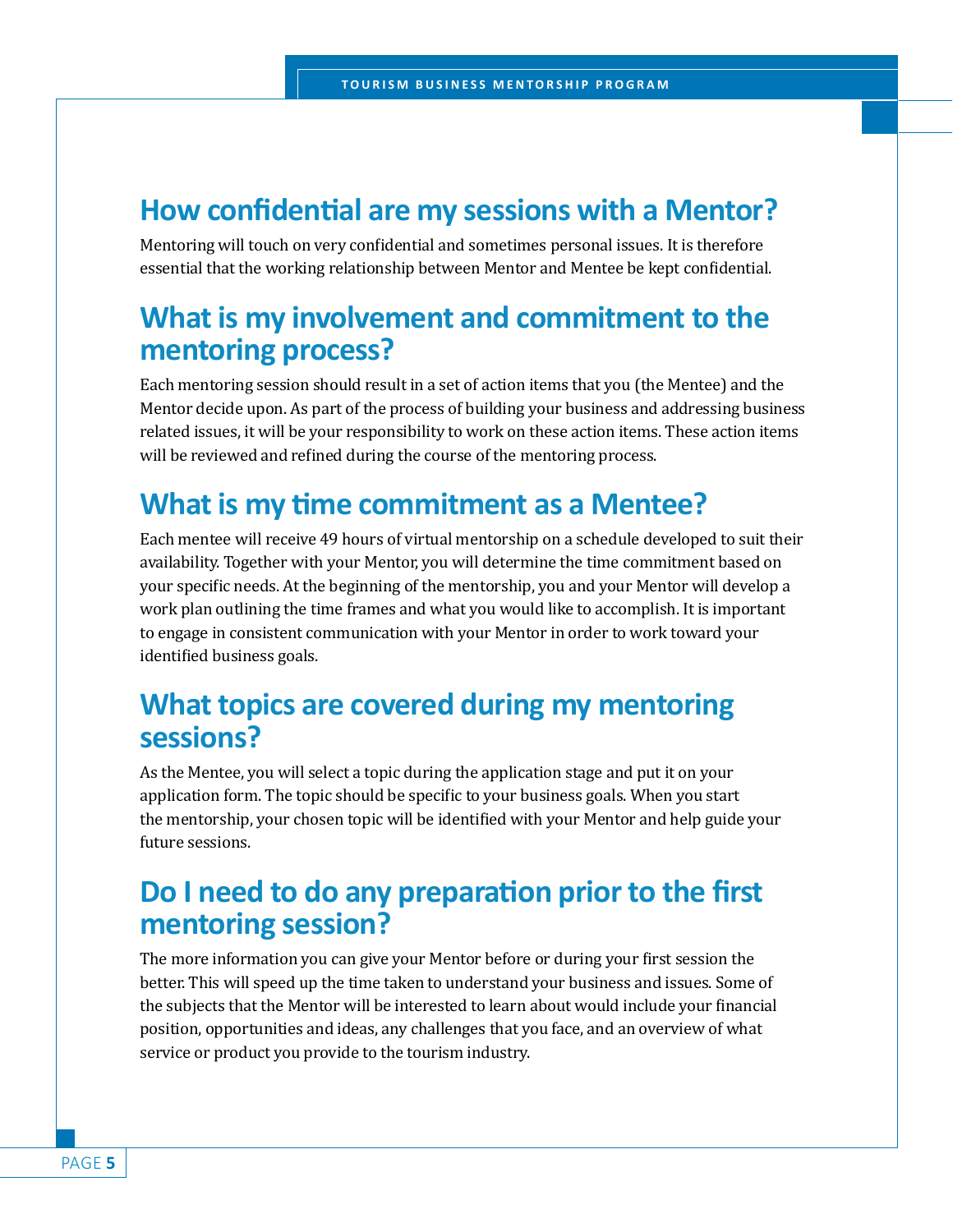## How confidential are my sessions with a Mentor?

Mentoring will touch on very confidential and sometimes personal issues. It is therefore essential that the working relationship between Mentor and Mentee be kept confidential.

## What is my involvement and commitment to the mentoring process?

Each mentoring session should result in a set of action items that you (the Mentee) and the Mentor decide upon. As part of the process of building your business and addressing business related issues, it will be your responsibility to work on these action items. These action items will be reviewed and refined during the course of the mentoring process.

## What is my time commitment as a Mentee?

Each mentee will receive 49 hours of virtual mentorship on a schedule developed to suit their availability. Together with your Mentor, you will determine the time commitment based on your specific needs. At the beginning of the mentorship, you and your Mentor will develop a work plan outlining the time frames and what you would like to accomplish. It is important to engage in consistent communication with your Mentor in order to work toward your identified business goals.

## What topics are covered during my mentoring sessions?

As the Mentee, you will select a topic during the application stage and put it on your application form. The topic should be specific to your business goals. When you start the mentorship, your chosen topic will be identified with your Mentor and help guide your future sessions.

## Do I need to do any preparation prior to the first mentoring session?

The more information you can give your Mentor before or during your first session the better. This will speed up the time taken to understand your business and issues. Some of the subjects that the Mentor will be interested to learn about would include your financial position, opportunities and ideas, any challenges that you face, and an overview of what service or product you provide to the tourism industry.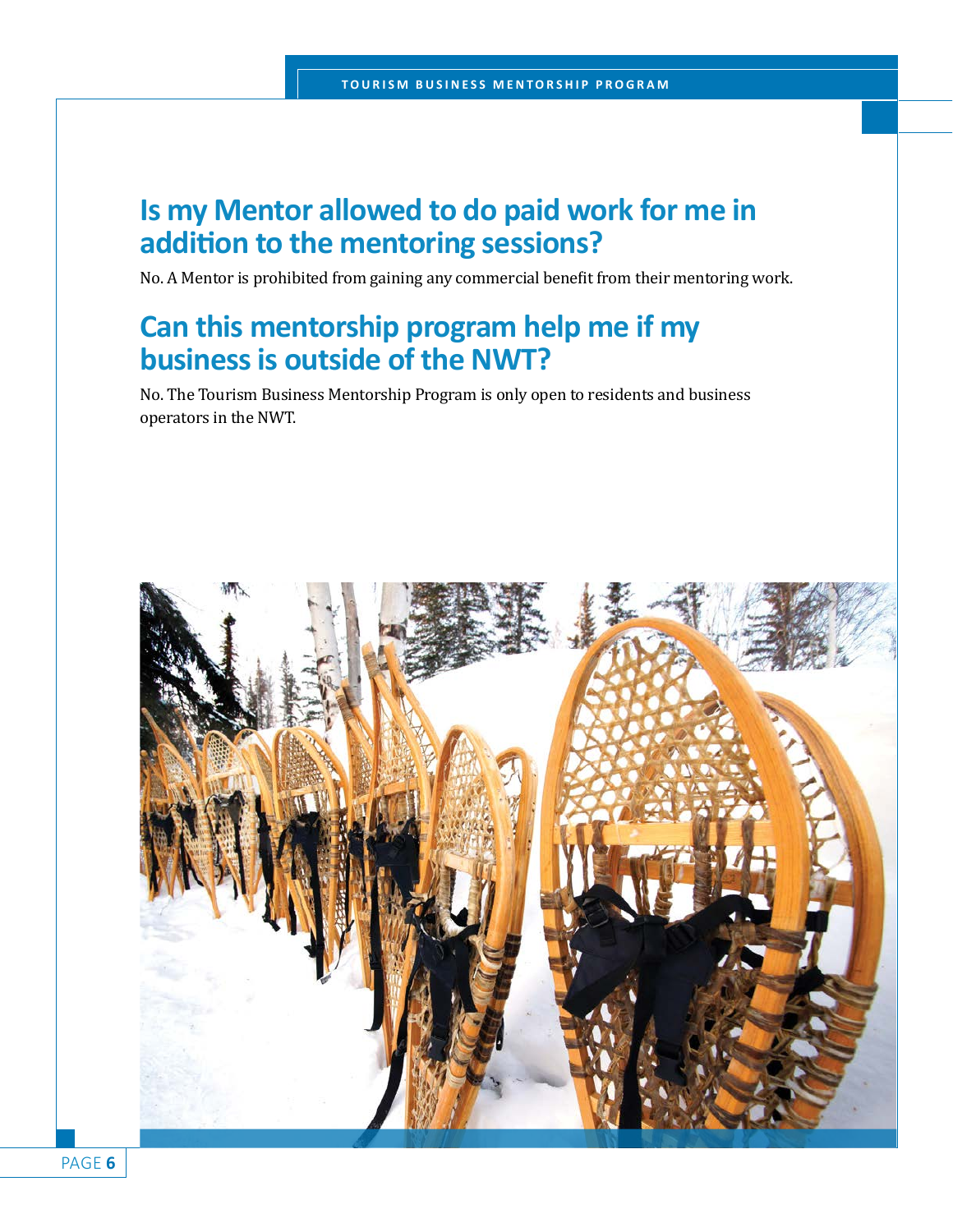## Is my Mentor allowed to do paid work for me in addition to the mentoring sessions?

No. A Mentor is prohibited from gaining any commercial benefit from their mentoring work.

## Can this mentorship program help me if my business is outside of the NWT?

No. The Tourism Business Mentorship Program is only open to residents and business operators in the NWT.